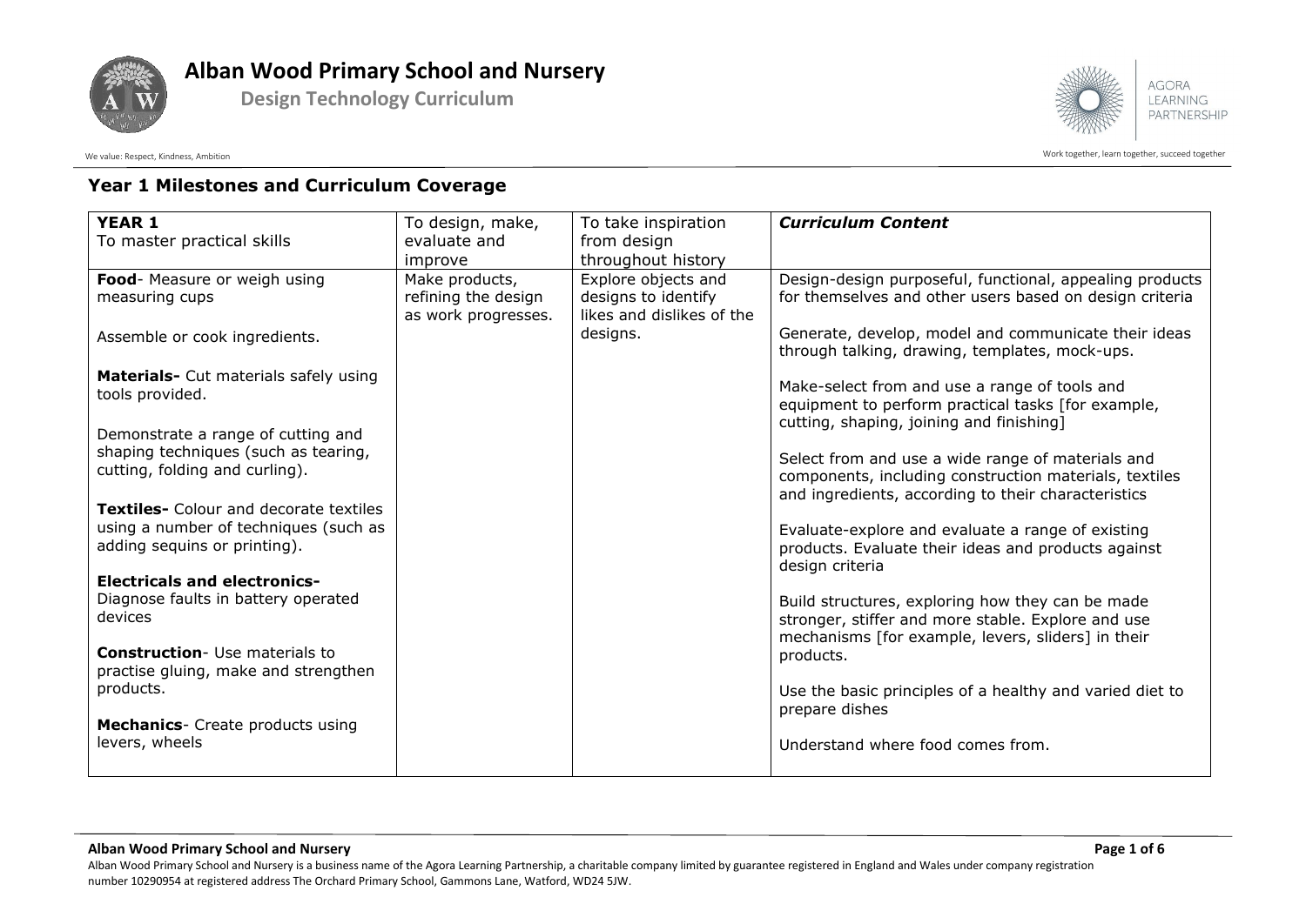# Alban Wood Primary School and Nursery

**Design Technology Curriculum**

We value: Respect, Kindness, Ambition

Work together, learn together, succeed together

## Year 1 Milestones and Curriculum Coverage

| **YEAR 1**<br>To master practical skills | To design, make, evaluate and improve | To take inspiration from design throughout history | ***Curriculum Content*** |
|---|---|---|---|
| **Food**- Measure or weigh using measuring cups<br><br>Assemble or cook ingredients.<br><br>**Materials-** Cut materials safely using tools provided.<br><br>Demonstrate a range of cutting and shaping techniques (such as tearing, cutting, folding and curling).<br><br>**Textiles-** Colour and decorate textiles using a number of techniques (such as adding sequins or printing).<br><br>**Electricals and electronics-** Diagnose faults in battery operated devices<br><br>**Construction**- Use materials to practise gluing, make and strengthen products.<br><br>**Mechanics**- Create products using levers, wheels | Make products, refining the design as work progresses. | Explore objects and designs to identify likes and dislikes of the designs. | Design-design purposeful, functional, appealing products for themselves and other users based on design criteria<br><br>Generate, develop, model and communicate their ideas through talking, drawing, templates, mock-ups.<br><br>Make-select from and use a range of tools and equipment to perform practical tasks [for example, cutting, shaping, joining and finishing]<br><br>Select from and use a wide range of materials and components, including construction materials, textiles and ingredients, according to their characteristics<br><br>Evaluate-explore and evaluate a range of existing products. Evaluate their ideas and products against design criteria<br><br>Build structures, exploring how they can be made stronger, stiffer and more stable. Explore and use mechanisms [for example, levers, sliders] in their products.<br><br>Use the basic principles of a healthy and varied diet to prepare dishes<br><br>Understand where food comes from. |

**Alban Wood Primary School and Nursery**

Alban Wood Primary School and Nursery is a business name of the Agora Learning Partnership, a charitable company limited by guarantee registered in England and Wales under company registration number 10290954 at registered address The Orchard Primary School, Gammons Lane, Watford, WD24 5JW.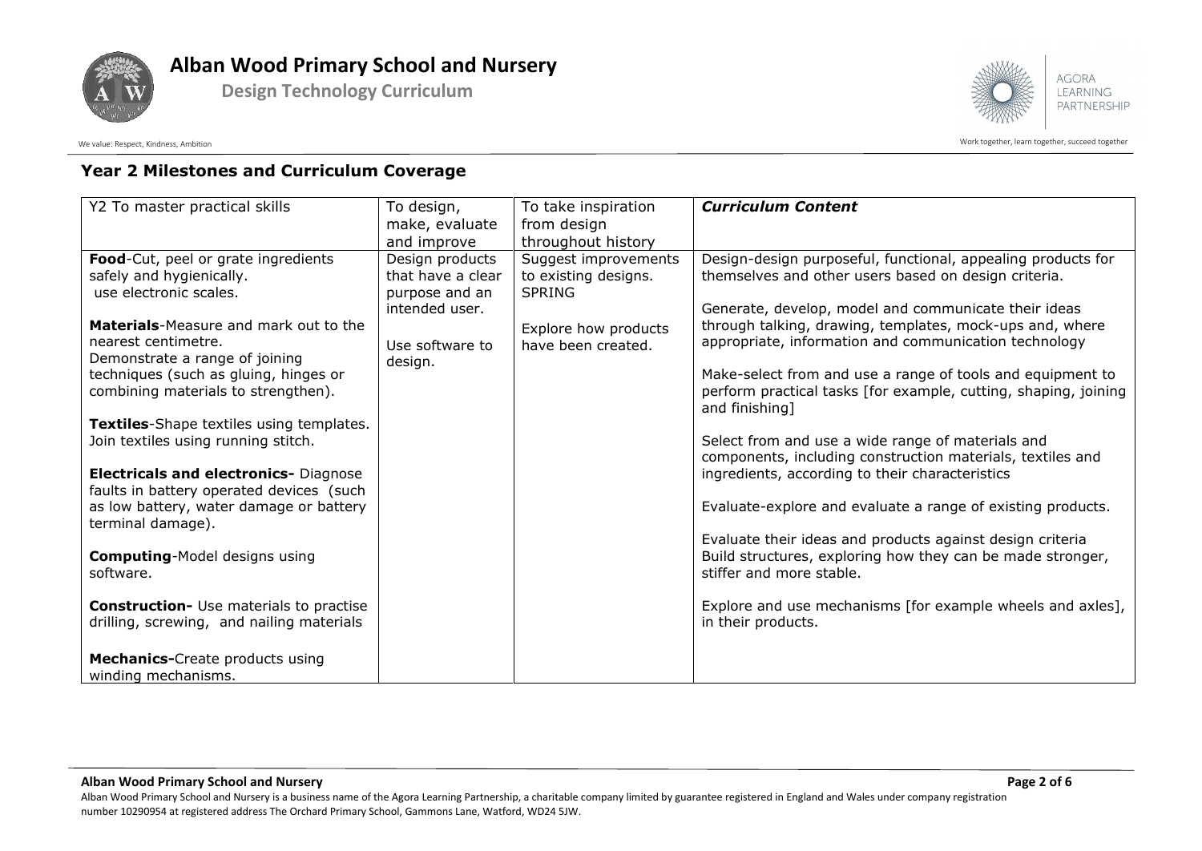## Year 2 Milestones and Curriculum Coverage

| Y2 To master practical skills | To design, make, evaluate and improve | To take inspiration from design throughout history | ***Curriculum Content*** |
|---|---|---|---|
| **Food**-Cut, peel or grate ingredients safely and hygienically.<br>use electronic scales.<br><br>**Materials**-Measure and mark out to the nearest centimetre.<br>Demonstrate a range of joining techniques (such as gluing, hinges or combining materials to strengthen).<br><br>**Textiles**-Shape textiles using templates.<br>Join textiles using running stitch.<br><br>**Electricals and electronics-** Diagnose faults in battery operated devices (such as low battery, water damage or battery terminal damage).<br><br>**Computing**-Model designs using software.<br><br>**Construction-** Use materials to practise drilling, screwing, and nailing materials<br><br>**Mechanics-**Create products using winding mechanisms. | Design products that have a clear purpose and an intended user.<br><br>Use software to design. | Suggest improvements to existing designs.<br>SPRING<br><br>Explore how products have been created. | Design-design purposeful, functional, appealing products for themselves and other users based on design criteria.<br><br>Generate, develop, model and communicate their ideas through talking, drawing, templates, mock-ups and, where appropriate, information and communication technology<br><br>Make-select from and use a range of tools and equipment to perform practical tasks [for example, cutting, shaping, joining and finishing]<br><br>Select from and use a wide range of materials and components, including construction materials, textiles and ingredients, according to their characteristics<br><br>Evaluate-explore and evaluate a range of existing products.<br><br>Evaluate their ideas and products against design criteria<br>Build structures, exploring how they can be made stronger, stiffer and more stable.<br><br>Explore and use mechanisms [for example wheels and axles], in their products. |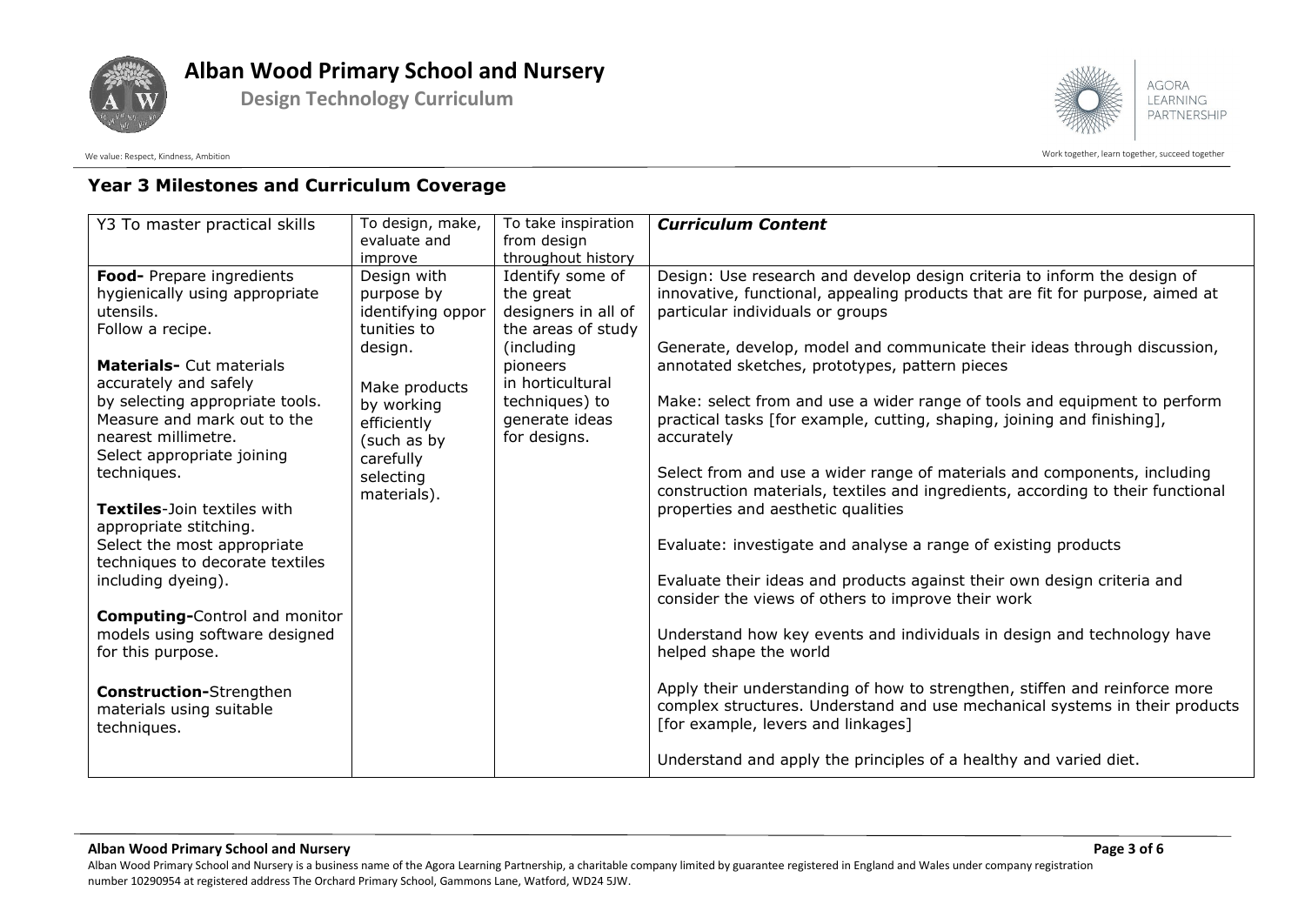## Year 3 Milestones and Curriculum Coverage

| Y3 To master practical skills | To design, make, evaluate and improve | To take inspiration from design throughout history | ***Curriculum Content*** |
|---|---|---|---|
| **Food-** Prepare ingredients hygienically using appropriate utensils.<br>Follow a recipe.<br><br>**Materials-** Cut materials accurately and safely by selecting appropriate tools.<br>Measure and mark out to the nearest millimetre.<br>Select appropriate joining techniques.<br><br>**Textiles**-Join textiles with appropriate stitching.<br>Select the most appropriate techniques to decorate textiles including dyeing).<br><br>**Computing-**Control and monitor models using software designed for this purpose.<br><br>**Construction-**Strengthen materials using suitable techniques. | Design with purpose by identifying oppor tunities to design.<br><br>Make products by working efficiently (such as by carefully selecting materials). | Identify some of the great designers in all of the areas of study (including pioneers in horticultural techniques) to generate ideas for designs. | Design: Use research and develop design criteria to inform the design of innovative, functional, appealing products that are fit for purpose, aimed at particular individuals or groups<br><br>Generate, develop, model and communicate their ideas through discussion, annotated sketches, prototypes, pattern pieces<br><br>Make: select from and use a wider range of tools and equipment to perform practical tasks [for example, cutting, shaping, joining and finishing], accurately<br><br>Select from and use a wider range of materials and components, including construction materials, textiles and ingredients, according to their functional properties and aesthetic qualities<br><br>Evaluate: investigate and analyse a range of existing products<br><br>Evaluate their ideas and products against their own design criteria and consider the views of others to improve their work<br><br>Understand how key events and individuals in design and technology have helped shape the world<br><br>Apply their understanding of how to strengthen, stiffen and reinforce more complex structures. Understand and use mechanical systems in their products [for example, levers and linkages]<br><br>Understand and apply the principles of a healthy and varied diet. |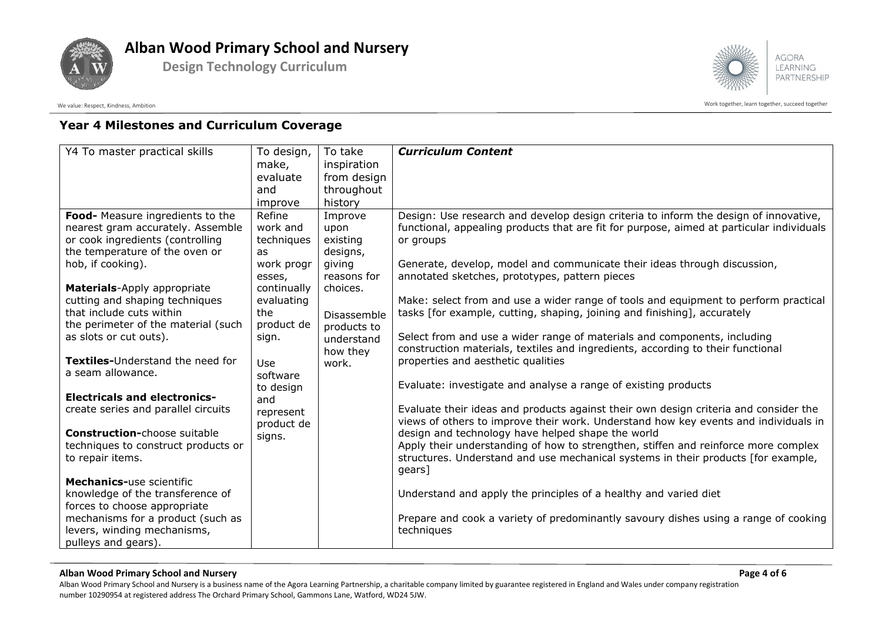### Year 4 Milestones and Curriculum Coverage

| Y4 To master practical skills | To design, make, evaluate and improve | To take inspiration from design throughout history | ***Curriculum Content*** |
|---|---|---|---|
| **Food-** Measure ingredients to the nearest gram accurately. Assemble or cook ingredients (controlling the temperature of the oven or hob, if cooking).<br><br>**Materials**-Apply appropriate cutting and shaping techniques that include cuts within the perimeter of the material (such as slots or cut outs).<br><br>**Textiles-**Understand the need for a seam allowance.<br><br>**Electricals and electronics-** create series and parallel circuits<br><br>**Construction-**choose suitable techniques to construct products or to repair items.<br><br>**Mechanics-**use scientific knowledge of the transference of forces to choose appropriate mechanisms for a product (such as levers, winding mechanisms, pulleys and gears). | Refine work and techniques as work progresses, continually evaluating the product design.<br><br>Use software to design and represent product designs. | Improve upon existing designs, giving reasons for choices.<br><br>Disassemble products to understand how they work. | Design: Use research and develop design criteria to inform the design of innovative, functional, appealing products that are fit for purpose, aimed at particular individuals or groups<br><br>Generate, develop, model and communicate their ideas through discussion, annotated sketches, prototypes, pattern pieces<br><br>Make: select from and use a wider range of tools and equipment to perform practical tasks [for example, cutting, shaping, joining and finishing], accurately<br><br>Select from and use a wider range of materials and components, including construction materials, textiles and ingredients, according to their functional properties and aesthetic qualities<br><br>Evaluate: investigate and analyse a range of existing products<br><br>Evaluate their ideas and products against their own design criteria and consider the views of others to improve their work. Understand how key events and individuals in design and technology have helped shape the world<br>Apply their understanding of how to strengthen, stiffen and reinforce more complex structures. Understand and use mechanical systems in their products [for example, gears]<br><br>Understand and apply the principles of a healthy and varied diet<br><br>Prepare and cook a variety of predominantly savoury dishes using a range of cooking techniques |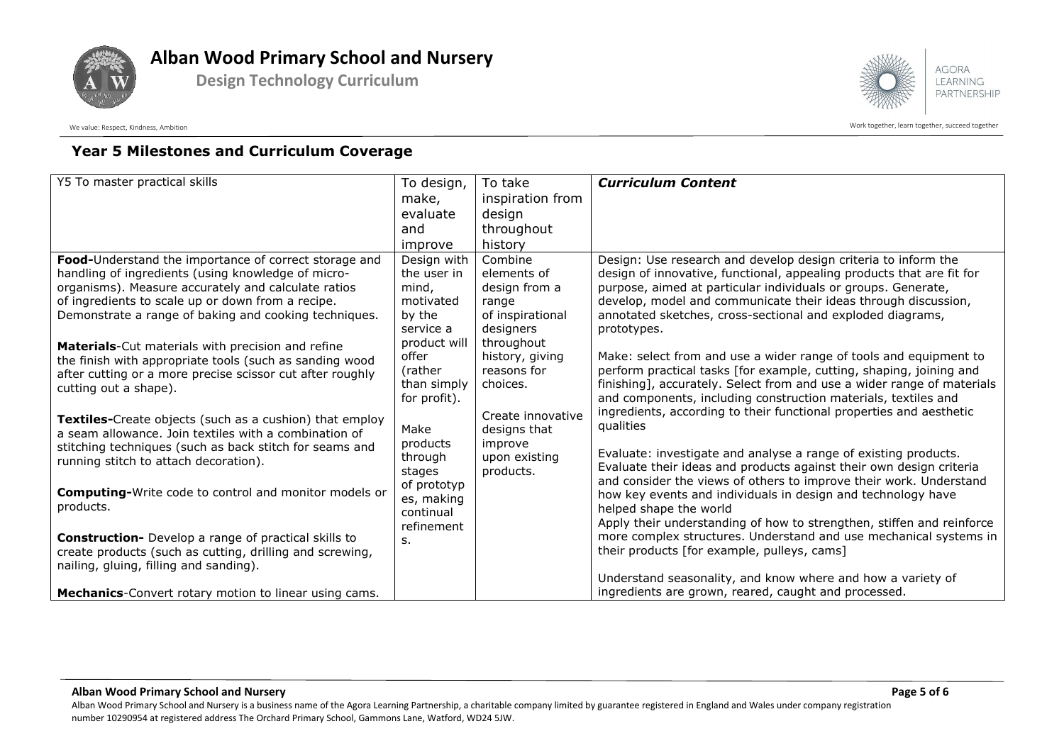## Year 5 Milestones and Curriculum Coverage

| Y5 To master practical skills | To design, make, evaluate and improve | To take inspiration from design throughout history | ***Curriculum Content*** |
|---|---|---|---|
| **Food-**Understand the importance of correct storage and handling of ingredients (using knowledge of micro-organisms). Measure accurately and calculate ratios of ingredients to scale up or down from a recipe. Demonstrate a range of baking and cooking techniques.<br><br>**Materials**-Cut materials with precision and refine the finish with appropriate tools (such as sanding wood after cutting or a more precise scissor cut after roughly cutting out a shape).<br><br>**Textiles-**Create objects (such as a cushion) that employ a seam allowance. Join textiles with a combination of stitching techniques (such as back stitch for seams and running stitch to attach decoration).<br><br>**Computing-**Write code to control and monitor models or products.<br><br>**Construction-** Develop a range of practical skills to create products (such as cutting, drilling and screwing, nailing, gluing, filling and sanding).<br><br>**Mechanics**-Convert rotary motion to linear using cams. | Design with the user in mind, motivated by the service a product will offer (rather than simply for profit).<br><br>Make products through stages of prototypes, making continual refinements. | Combine elements of design from a range of inspirational designers throughout history, giving reasons for choices.<br><br>Create innovative designs that improve upon existing products. | Design: Use research and develop design criteria to inform the design of innovative, functional, appealing products that are fit for purpose, aimed at particular individuals or groups. Generate, develop, model and communicate their ideas through discussion, annotated sketches, cross-sectional and exploded diagrams, prototypes.<br><br>Make: select from and use a wider range of tools and equipment to perform practical tasks [for example, cutting, shaping, joining and finishing], accurately. Select from and use a wider range of materials and components, including construction materials, textiles and ingredients, according to their functional properties and aesthetic qualities<br><br>Evaluate: investigate and analyse a range of existing products. Evaluate their ideas and products against their own design criteria and consider the views of others to improve their work. Understand how key events and individuals in design and technology have helped shape the world<br>Apply their understanding of how to strengthen, stiffen and reinforce more complex structures. Understand and use mechanical systems in their products [for example, pulleys, cams]<br><br>Understand seasonality, and know where and how a variety of ingredients are grown, reared, caught and processed. |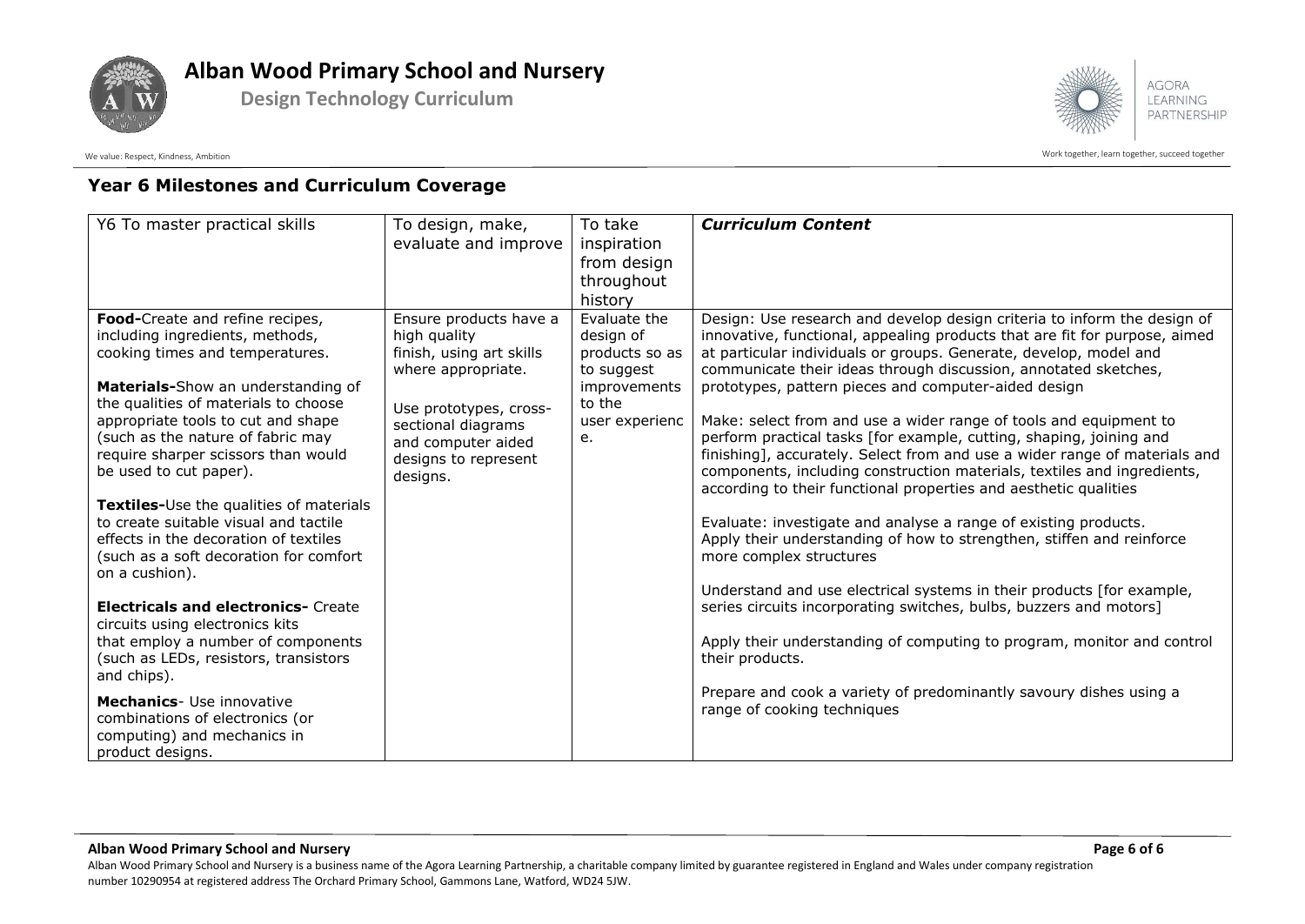## Year 6 Milestones and Curriculum Coverage

| Y6 To master practical skills | To design, make, evaluate and improve | To take inspiration from design throughout history | ***Curriculum Content*** |
|---|---|---|---|
| **Food-**Create and refine recipes, including ingredients, methods, cooking times and temperatures.<br><br>**Materials-**Show an understanding of the qualities of materials to choose appropriate tools to cut and shape (such as the nature of fabric may require sharper scissors than would be used to cut paper).<br><br>**Textiles-**Use the qualities of materials to create suitable visual and tactile effects in the decoration of textiles (such as a soft decoration for comfort on a cushion).<br><br>**Electricals and electronics-** Create circuits using electronics kits that employ a number of components (such as LEDs, resistors, transistors and chips).<br><br>**Mechanics**- Use innovative combinations of electronics (or computing) and mechanics in product designs. | Ensure products have a high quality finish, using art skills where appropriate.<br><br>Use prototypes, cross-sectional diagrams and computer aided designs to represent designs. | Evaluate the design of products so as to suggest improvements to the user experience. | Design: Use research and develop design criteria to inform the design of innovative, functional, appealing products that are fit for purpose, aimed at particular individuals or groups. Generate, develop, model and communicate their ideas through discussion, annotated sketches, prototypes, pattern pieces and computer-aided design<br><br>Make: select from and use a wider range of tools and equipment to perform practical tasks [for example, cutting, shaping, joining and finishing], accurately. Select from and use a wider range of materials and components, including construction materials, textiles and ingredients, according to their functional properties and aesthetic qualities<br><br>Evaluate: investigate and analyse a range of existing products. Apply their understanding of how to strengthen, stiffen and reinforce more complex structures<br><br>Understand and use electrical systems in their products [for example, series circuits incorporating switches, bulbs, buzzers and motors]<br><br>Apply their understanding of computing to program, monitor and control their products.<br><br>Prepare and cook a variety of predominantly savoury dishes using a range of cooking techniques |

**Alban Wood Primary School and Nursery**

Alban Wood Primary School and Nursery is a business name of the Agora Learning Partnership, a charitable company limited by guarantee registered in England and Wales under company registration number 10290954 at registered address The Orchard Primary School, Gammons Lane, Watford, WD24 5JW.